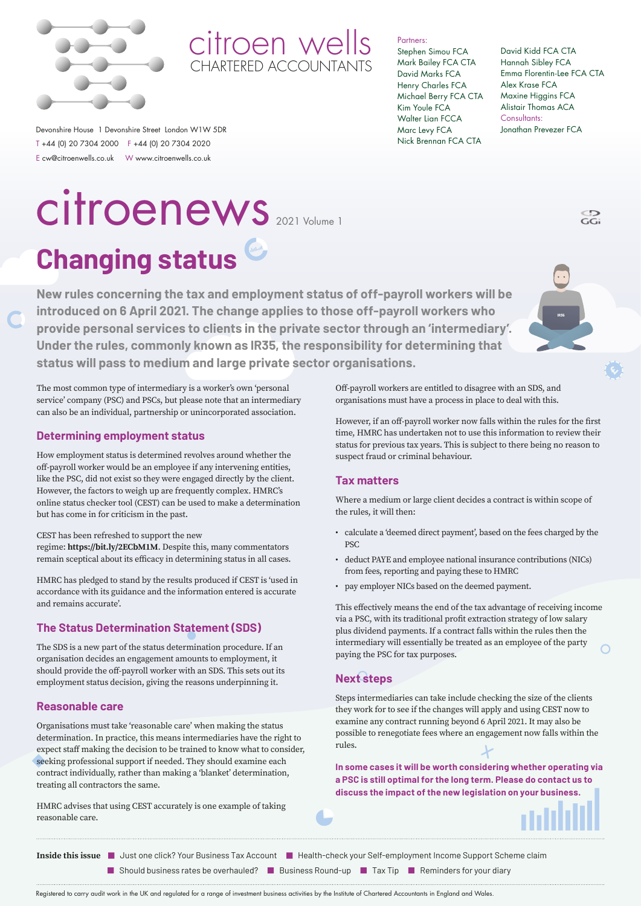citroen wells
CHARTERED ACCOUNTANTS

Devonshire House 1 Devonshire Street London W1W 5DR
T +44 (0) 20 7304 2000 F +44 (0) 20 7304 2020
E cw@citroenwells.co.uk W www.citroenwells.co.uk

Partners:
Stephen Simou FCA
Mark Bailey FCA CTA
David Marks FCA
Henry Charles FCA
Michael Berry FCA CTA
Kim Youle FCA
Walter Lian FCCA
Marc Levy FCA
Nick Brennan FCA CTA
David Kidd FCA CTA
Hannah Sibley FCA
Emma Florentin-Lee FCA CTA
Alex Krase FCA
Maxine Higgins FCA
Alistair Thomas ACA

Consultants:
Jonathan Prevezer FCA

# citroenews 2021 Volume 1

## Changing status

**New rules concerning the tax and employment status of off-payroll workers will be introduced on 6 April 2021. The change applies to those off-payroll workers who provide personal services to clients in the private sector through an 'intermediary'. Under the rules, commonly known as IR35, the responsibility for determining that status will pass to medium and large private sector organisations.**

The most common type of intermediary is a worker's own 'personal service' company (PSC) and PSCs, but please note that an intermediary can also be an individual, partnership or unincorporated association.

### Determining employment status

How employment status is determined revolves around whether the off-payroll worker would be an employee if any intervening entities, like the PSC, did not exist so they were engaged directly by the client. However, the factors to weigh up are frequently complex. HMRC's online status checker tool (CEST) can be used to make a determination but has come in for criticism in the past.

CEST has been refreshed to support the new regime: **https://bit.ly/2ECbM1M**. Despite this, many commentators remain sceptical about its efficacy in determining status in all cases.

HMRC has pledged to stand by the results produced if CEST is 'used in accordance with its guidance and the information entered is accurate and remains accurate'.

### The Status Determination Statement (SDS)

The SDS is a new part of the status determination procedure. If an organisation decides an engagement amounts to employment, it should provide the off-payroll worker with an SDS. This sets out its employment status decision, giving the reasons underpinning it.

### Reasonable care

Organisations must take 'reasonable care' when making the status determination. In practice, this means intermediaries have the right to expect staff making the decision to be trained to know what to consider, seeking professional support if needed. They should examine each contract individually, rather than making a 'blanket' determination, treating all contractors the same.

HMRC advises that using CEST accurately is one example of taking reasonable care.

Off-payroll workers are entitled to disagree with an SDS, and organisations must have a process in place to deal with this.

However, if an off-payroll worker now falls within the rules for the first time, HMRC has undertaken not to use this information to review their status for previous tax years. This is subject to there being no reason to suspect fraud or criminal behaviour.

### Tax matters

Where a medium or large client decides a contract is within scope of the rules, it will then:

- calculate a 'deemed direct payment', based on the fees charged by the PSC
- deduct PAYE and employee national insurance contributions (NICs) from fees, reporting and paying these to HMRC
- pay employer NICs based on the deemed payment.

This effectively means the end of the tax advantage of receiving income via a PSC, with its traditional profit extraction strategy of low salary plus dividend payments. If a contract falls within the rules then the intermediary will essentially be treated as an employee of the party paying the PSC for tax purposes.

### Next steps

Steps intermediaries can take include checking the size of the clients they work for to see if the changes will apply and using CEST now to examine any contract running beyond 6 April 2021. It may also be possible to renegotiate fees where an engagement now falls within the rules.

**In some cases it will be worth considering whether operating via a PSC is still optimal for the long term. Please do contact us to discuss the impact of the new legislation on your business.**

**Inside this issue** ■ Just one click? Your Business Tax Account ■ Health-check your Self-employment Income Support Scheme claim ■ Should business rates be overhauled? ■ Business Round-up ■ Tax Tip ■ Reminders for your diary

Registered to carry audit work in the UK and regulated for a range of investment business activities by the Institute of Chartered Accountants in England and Wales.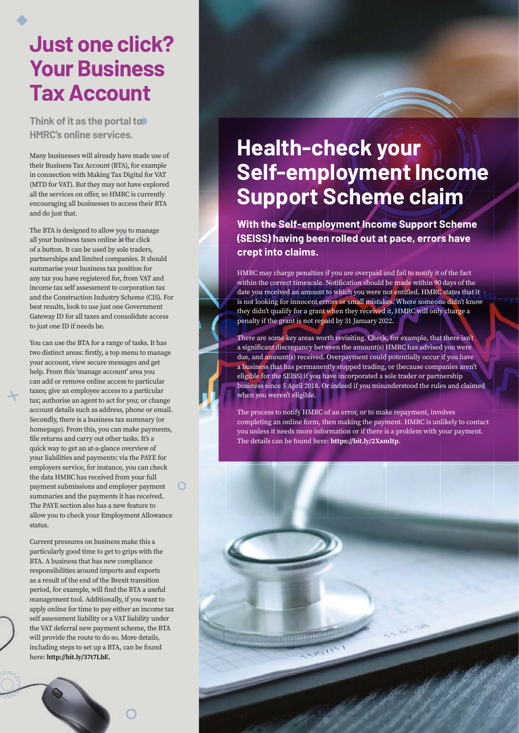# Just one click? Your Business Tax Account

### Think of it as the portal to HMRC's online services.

Many businesses will already have made use of their Business Tax Account (BTA), for example in connection with Making Tax Digital for VAT (MTD for VAT). But they may not have explored all the services on offer, so HMRC is currently encouraging all businesses to access their BTA and do just that.

The BTA is designed to allow you to manage all your business taxes online at the click of a button. It can be used by sole traders, partnerships and limited companies. It should summarise your business tax position for any tax you have registered for, from VAT and income tax self assessment to corporation tax and the Construction Industry Scheme (CIS). For best results, look to use just one Government Gateway ID for all taxes and consolidate access to just one ID if needs be.

You can use the BTA for a range of tasks. It has two distinct areas: firstly, a top menu to manage your account, view secure messages and get help. From this 'manage account' area you can add or remove online access to particular taxes; give an employee access to a particular tax; authorise an agent to act for you; or change account details such as address, phone or email. Secondly, there is a business tax summary (or homepage). From this, you can make payments, file returns and carry out other tasks. It's a quick way to get an at-a-glance overview of your liabilities and payments: via the PAYE for employers service, for instance, you can check the data HMRC has received from your full payment submissions and employer payment summaries and the payments it has received. The PAYE section also has a new feature to allow you to check your Employment Allowance status.

Current pressures on business make this a particularly good time to get to grips with the BTA. A business that has new compliance responsibilities around imports and exports as a result of the end of the Brexit transition period, for example, will find the BTA a useful management tool. Additionally, if you want to apply online for time to pay either an income tax self assessment liability or a VAT liability under the VAT deferral new payment scheme, the BTA will provide the route to do so. More details, including steps to set up a BTA, can be found here: **http://bit.ly/37t7LbE**.

# Health-check your Self-employment Income Support Scheme claim

### With the Self-employment Income Support Scheme (SEISS) having been rolled out at pace, errors have crept into claims.

HMRC may charge penalties if you are overpaid and fail to notify it of the fact within the correct timescale. Notification should be made within 90 days of the date you received an amount to which you were not entitled. HMRC states that it is not looking for innocent errors or small mistakes. Where someone didn't know they didn't qualify for a grant when they received it, HMRC will only charge a penalty if the grant is not repaid by 31 January 2022.

There are some key areas worth revisiting. Check, for example, that there isn't a significant discrepancy between the amount(s) HMRC has advised you were due, and amount(s) received. Overpayment could potentially occur if you have a business that has permanently stopped trading, or (because companies aren't eligible for the SEISS) if you have incorporated a sole trader or partnership business since 5 April 2018. Or indeed if you misunderstood the rules and claimed when you weren't eligible.

The process to notify HMRC of an error, or to make repayment, involves completing an online form, then making the payment. HMRC is unlikely to contact you unless it needs more information or if there is a problem with your payment. The details can be found here: **https://bit.ly/2XamItp**.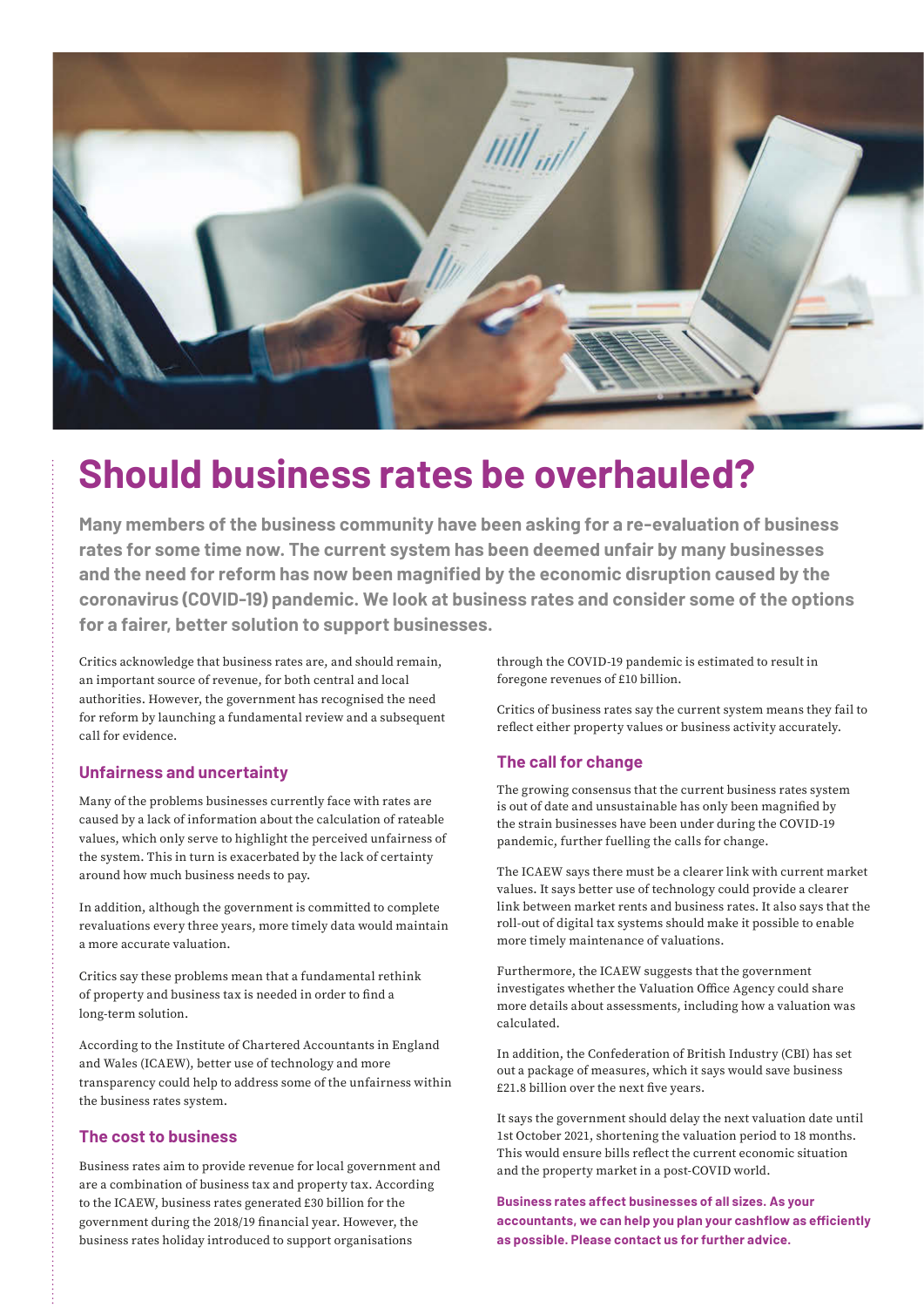# Should business rates be overhauled?

**Many members of the business community have been asking for a re-evaluation of business rates for some time now. The current system has been deemed unfair by many businesses and the need for reform has now been magnified by the economic disruption caused by the coronavirus (COVID-19) pandemic. We look at business rates and consider some of the options for a fairer, better solution to support businesses.**

Critics acknowledge that business rates are, and should remain, an important source of revenue, for both central and local authorities. However, the government has recognised the need for reform by launching a fundamental review and a subsequent call for evidence.

## Unfairness and uncertainty

Many of the problems businesses currently face with rates are caused by a lack of information about the calculation of rateable values, which only serve to highlight the perceived unfairness of the system. This in turn is exacerbated by the lack of certainty around how much business needs to pay.

In addition, although the government is committed to complete revaluations every three years, more timely data would maintain a more accurate valuation.

Critics say these problems mean that a fundamental rethink of property and business tax is needed in order to find a long-term solution.

According to the Institute of Chartered Accountants in England and Wales (ICAEW), better use of technology and more transparency could help to address some of the unfairness within the business rates system.

## The cost to business

Business rates aim to provide revenue for local government and are a combination of business tax and property tax. According to the ICAEW, business rates generated £30 billion for the government during the 2018/19 financial year. However, the business rates holiday introduced to support organisations through the COVID-19 pandemic is estimated to result in foregone revenues of £10 billion.

Critics of business rates say the current system means they fail to reflect either property values or business activity accurately.

## The call for change

The growing consensus that the current business rates system is out of date and unsustainable has only been magnified by the strain businesses have been under during the COVID-19 pandemic, further fuelling the calls for change.

The ICAEW says there must be a clearer link with current market values. It says better use of technology could provide a clearer link between market rents and business rates. It also says that the roll-out of digital tax systems should make it possible to enable more timely maintenance of valuations.

Furthermore, the ICAEW suggests that the government investigates whether the Valuation Office Agency could share more details about assessments, including how a valuation was calculated.

In addition, the Confederation of British Industry (CBI) has set out a package of measures, which it says would save business £21.8 billion over the next five years.

It says the government should delay the next valuation date until 1st October 2021, shortening the valuation period to 18 months. This would ensure bills reflect the current economic situation and the property market in a post-COVID world.

**Business rates affect businesses of all sizes. As your accountants, we can help you plan your cashflow as efficiently as possible. Please contact us for further advice.**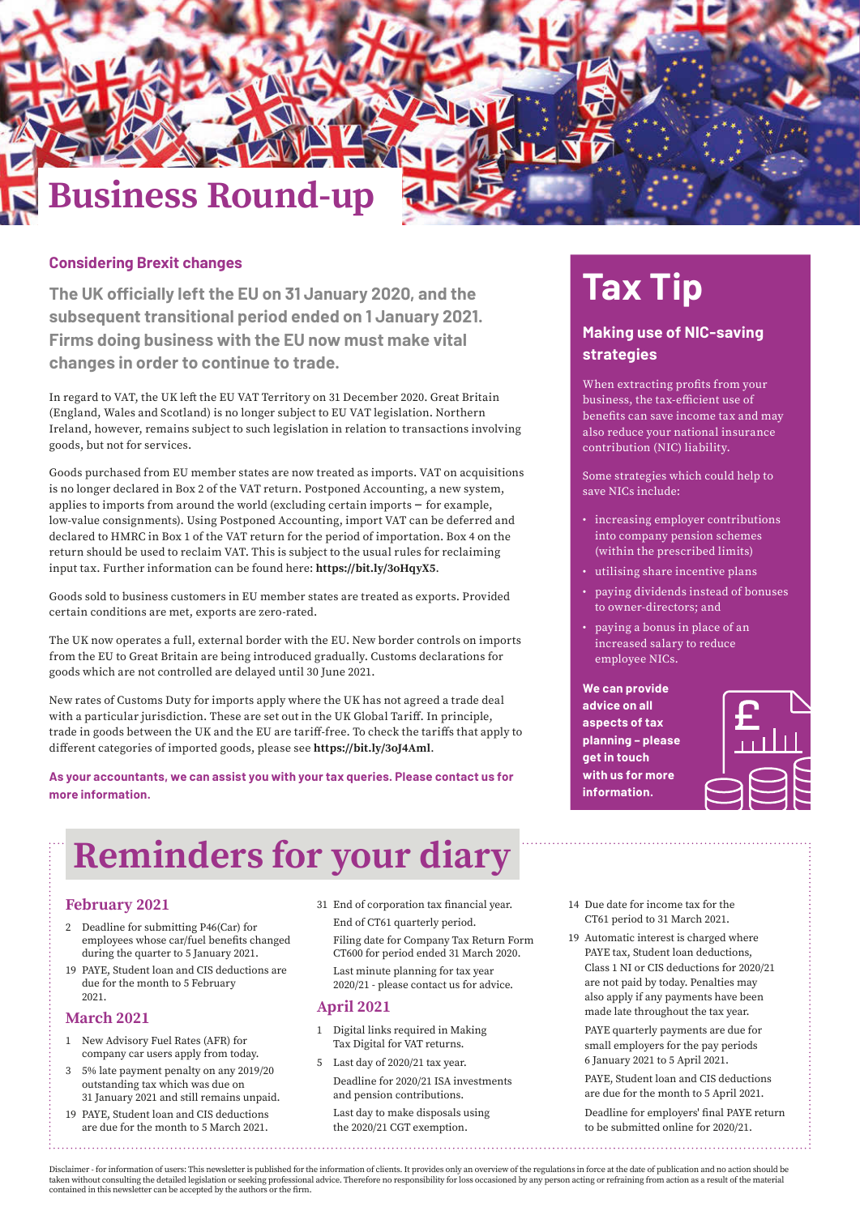# Business Round-up

## Considering Brexit changes

**The UK officially left the EU on 31 January 2020, and the subsequent transitional period ended on 1 January 2021. Firms doing business with the EU now must make vital changes in order to continue to trade.**

In regard to VAT, the UK left the EU VAT Territory on 31 December 2020. Great Britain (England, Wales and Scotland) is no longer subject to EU VAT legislation. Northern Ireland, however, remains subject to such legislation in relation to transactions involving goods, but not for services.

Goods purchased from EU member states are now treated as imports. VAT on acquisitions is no longer declared in Box 2 of the VAT return. Postponed Accounting, a new system, applies to imports from around the world (excluding certain imports – for example, low-value consignments). Using Postponed Accounting, import VAT can be deferred and declared to HMRC in Box 1 of the VAT return for the period of importation. Box 4 on the return should be used to reclaim VAT. This is subject to the usual rules for reclaiming input tax. Further information can be found here: **https://bit.ly/3oHqyX5**.

Goods sold to business customers in EU member states are treated as exports. Provided certain conditions are met, exports are zero-rated.

The UK now operates a full, external border with the EU. New border controls on imports from the EU to Great Britain are being introduced gradually. Customs declarations for goods which are not controlled are delayed until 30 June 2021.

New rates of Customs Duty for imports apply where the UK has not agreed a trade deal with a particular jurisdiction. These are set out in the UK Global Tariff. In principle, trade in goods between the UK and the EU are tariff-free. To check the tariffs that apply to different categories of imported goods, please see **https://bit.ly/3oJ4Aml**.

**As your accountants, we can assist you with your tax queries. Please contact us for more information.**

## Tax Tip

### Making use of NIC-saving strategies

When extracting profits from your business, the tax-efficient use of benefits can save income tax and may also reduce your national insurance contribution (NIC) liability.

Some strategies which could help to save NICs include:

- increasing employer contributions into company pension schemes (within the prescribed limits)
- utilising share incentive plans
- paying dividends instead of bonuses to owner-directors; and
- paying a bonus in place of an increased salary to reduce employee NICs.

**We can provide advice on all aspects of tax planning – please get in touch with us for more information.**

# Reminders for your diary

### February 2021

- 2 Deadline for submitting P46(Car) for employees whose car/fuel benefits changed during the quarter to 5 January 2021.
- 19 PAYE, Student loan and CIS deductions are due for the month to 5 February 2021.

### March 2021

- 1 New Advisory Fuel Rates (AFR) for company car users apply from today.
- 3 5% late payment penalty on any 2019/20 outstanding tax which was due on 31 January 2021 and still remains unpaid.
- 19 PAYE, Student loan and CIS deductions are due for the month to 5 March 2021.
- 31 End of corporation tax financial year.
  End of CT61 quarterly period.
  Filing date for Company Tax Return Form CT600 for period ended 31 March 2020.
  Last minute planning for tax year 2020/21 - please contact us for advice.

### April 2021

- 1 Digital links required in Making Tax Digital for VAT returns.
- 5 Last day of 2020/21 tax year.
  Deadline for 2020/21 ISA investments and pension contributions.
  Last day to make disposals using the 2020/21 CGT exemption.
- 14 Due date for income tax for the CT61 period to 31 March 2021.
- 19 Automatic interest is charged where PAYE tax, Student loan deductions, Class 1 NI or CIS deductions for 2020/21 are not paid by today. Penalties may also apply if any payments have been made late throughout the tax year.
  PAYE quarterly payments are due for small employers for the pay periods 6 January 2021 to 5 April 2021.
  PAYE, Student loan and CIS deductions are due for the month to 5 April 2021.
  Deadline for employers' final PAYE return to be submitted online for 2020/21.

Disclaimer - for information of users: This newsletter is published for the information of clients. It provides only an overview of the regulations in force at the date of publication and no action should be taken without consulting the detailed legislation or seeking professional advice. Therefore no responsibility for loss occasioned by any person acting or refraining from action as a result of the material contained in this newsletter can be accepted by the authors or the firm.